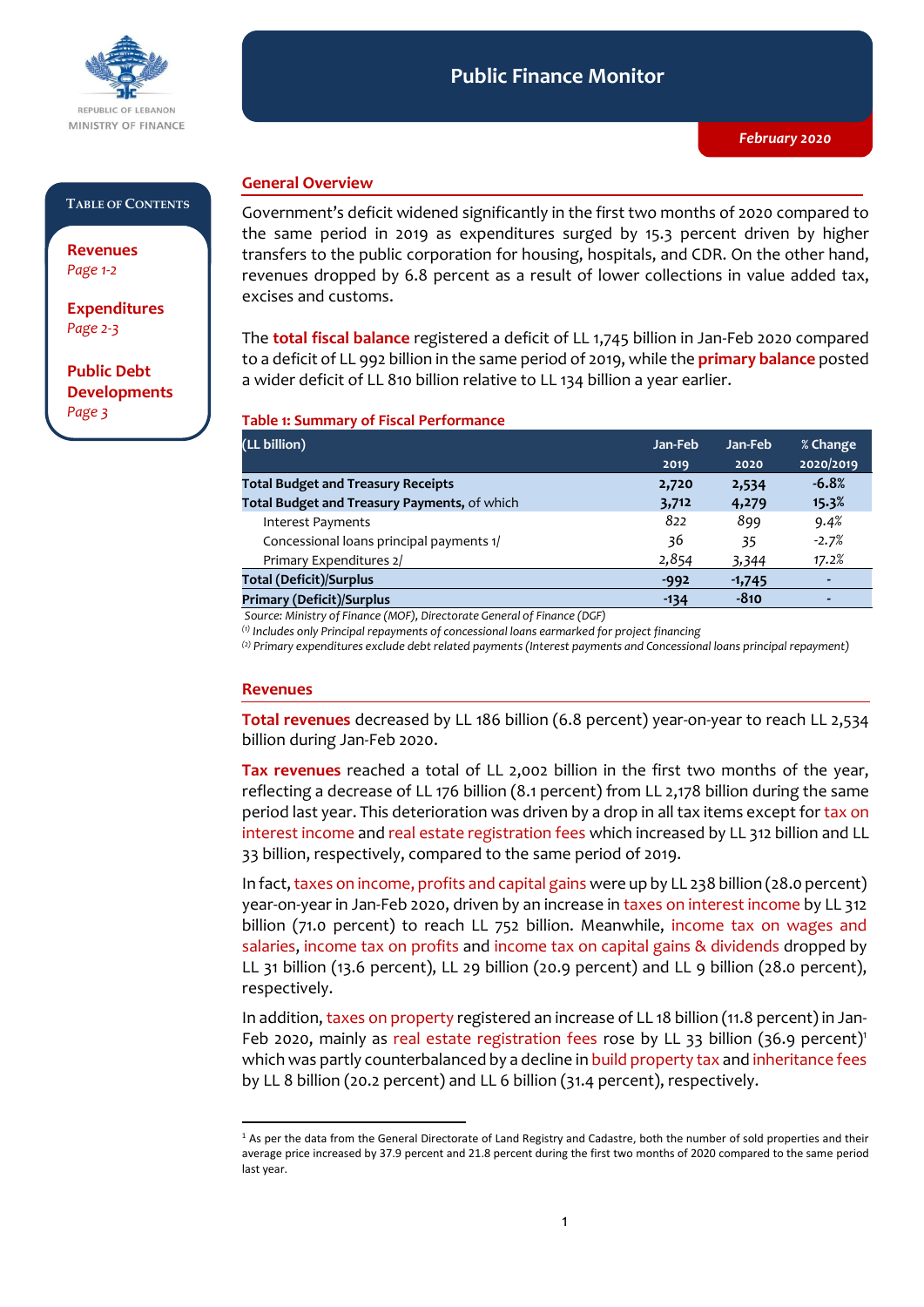REPUBLIC OF LEBANON
MINISTRY OF FINANCE

# Public Finance Monitor

*February 2020*

**TABLE OF CONTENTS**

**Revenues**
*Page 1-2*

**Expenditures**
*Page 2-3*

**Public Debt Developments**
*Page 3*

## General Overview

Government's deficit widened significantly in the first two months of 2020 compared to the same period in 2019 as expenditures surged by 15.3 percent driven by higher transfers to the public corporation for housing, hospitals, and CDR. On the other hand, revenues dropped by 6.8 percent as a result of lower collections in value added tax, excises and customs.

The **total fiscal balance** registered a deficit of LL 1,745 billion in Jan-Feb 2020 compared to a deficit of LL 992 billion in the same period of 2019, while the **primary balance** posted a wider deficit of LL 810 billion relative to LL 134 billion a year earlier.

**Table 1: Summary of Fiscal Performance**

| (LL billion) | Jan-Feb 2019 | Jan-Feb 2020 | % Change 2020/2019 |
|---|---|---|---|
| **Total Budget and Treasury Receipts** | **2,720** | **2,534** | **-6.8%** |
| **Total Budget and Treasury Payments,** of which | **3,712** | **4,279** | **15.3%** |
| Interest Payments | 822 | 899 | 9.4% |
| Concessional loans principal payments 1/ | 36 | 35 | -2.7% |
| Primary Expenditures 2/ | 2,854 | 3,344 | 17.2% |
| **Total (Deficit)/Surplus** | **-992** | **-1,745** | **-** |
| **Primary (Deficit)/Surplus** | **-134** | **-810** | **-** |

*Source: Ministry of Finance (MOF), Directorate General of Finance (DGF)*

*(1) Includes only Principal repayments of concessional loans earmarked for project financing*

*(2) Primary expenditures exclude debt related payments (Interest payments and Concessional loans principal repayment)*

## Revenues

**Total revenues** decreased by LL 186 billion (6.8 percent) year-on-year to reach LL 2,534 billion during Jan-Feb 2020.

**Tax revenues** reached a total of LL 2,002 billion in the first two months of the year, reflecting a decrease of LL 176 billion (8.1 percent) from LL 2,178 billion during the same period last year. This deterioration was driven by a drop in all tax items except for tax on interest income and real estate registration fees which increased by LL 312 billion and LL 33 billion, respectively, compared to the same period of 2019.

In fact, taxes on income, profits and capital gains were up by LL 238 billion (28.0 percent) year-on-year in Jan-Feb 2020, driven by an increase in taxes on interest income by LL 312 billion (71.0 percent) to reach LL 752 billion. Meanwhile, income tax on wages and salaries, income tax on profits and income tax on capital gains & dividends dropped by LL 31 billion (13.6 percent), LL 29 billion (20.9 percent) and LL 9 billion (28.0 percent), respectively.

In addition, taxes on property registered an increase of LL 18 billion (11.8 percent) in Jan-Feb 2020, mainly as real estate registration fees rose by LL 33 billion (36.9 percent)[1] which was partly counterbalanced by a decline in build property tax and inheritance fees by LL 8 billion (20.2 percent) and LL 6 billion (31.4 percent), respectively.

[1] As per the data from the General Directorate of Land Registry and Cadastre, both the number of sold properties and their average price increased by 37.9 percent and 21.8 percent during the first two months of 2020 compared to the same period last year.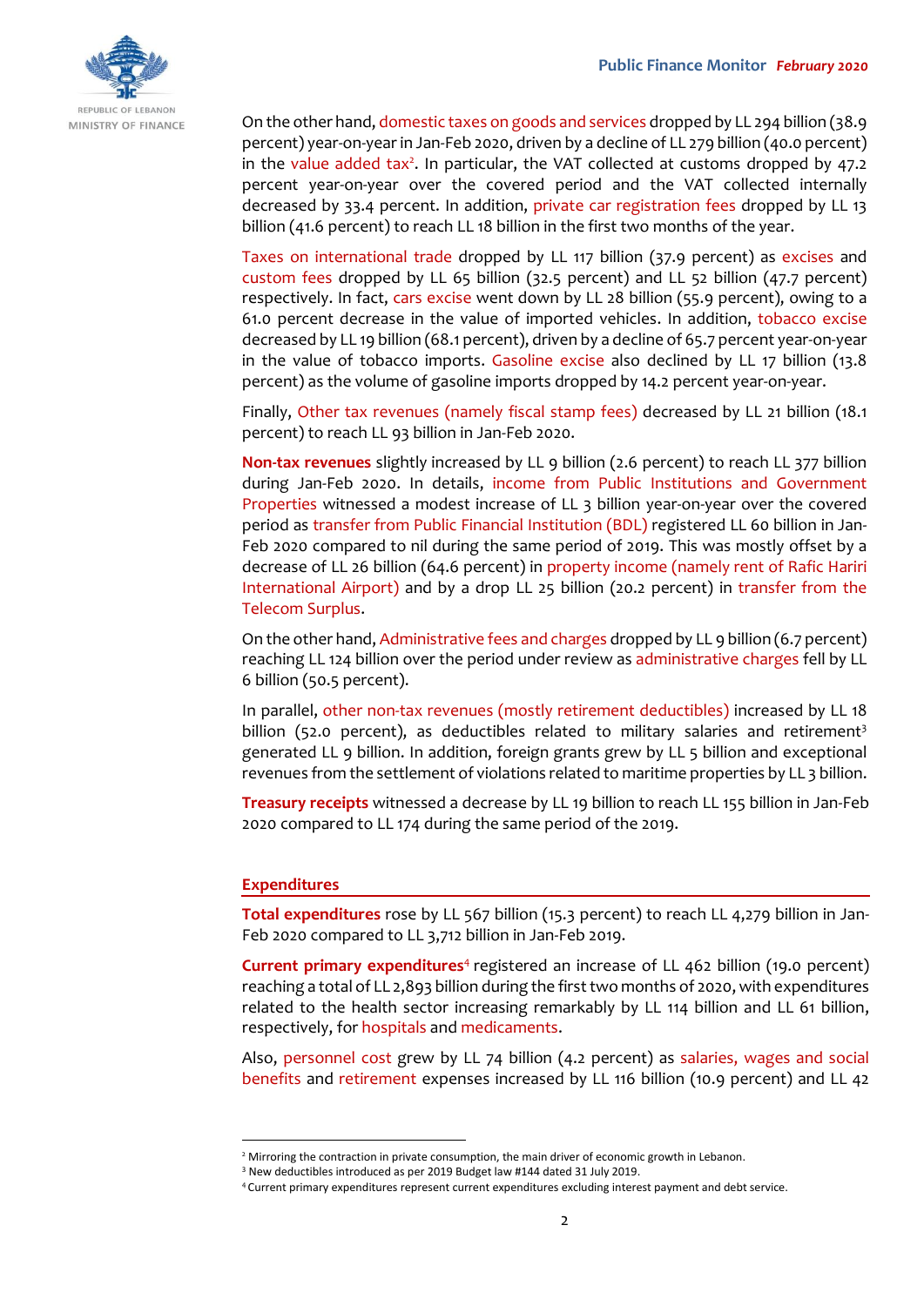On the other hand, domestic taxes on goods and services dropped by LL 294 billion (38.9 percent) year-on-year in Jan-Feb 2020, driven by a decline of LL 279 billion (40.0 percent) in the value added tax[2]. In particular, the VAT collected at customs dropped by 47.2 percent year-on-year over the covered period and the VAT collected internally decreased by 33.4 percent. In addition, private car registration fees dropped by LL 13 billion (41.6 percent) to reach LL 18 billion in the first two months of the year.

Taxes on international trade dropped by LL 117 billion (37.9 percent) as excises and custom fees dropped by LL 65 billion (32.5 percent) and LL 52 billion (47.7 percent) respectively. In fact, cars excise went down by LL 28 billion (55.9 percent), owing to a 61.0 percent decrease in the value of imported vehicles. In addition, tobacco excise decreased by LL 19 billion (68.1 percent), driven by a decline of 65.7 percent year-on-year in the value of tobacco imports. Gasoline excise also declined by LL 17 billion (13.8 percent) as the volume of gasoline imports dropped by 14.2 percent year-on-year.

Finally, Other tax revenues (namely fiscal stamp fees) decreased by LL 21 billion (18.1 percent) to reach LL 93 billion in Jan-Feb 2020.

**Non-tax revenues** slightly increased by LL 9 billion (2.6 percent) to reach LL 377 billion during Jan-Feb 2020. In details, income from Public Institutions and Government Properties witnessed a modest increase of LL 3 billion year-on-year over the covered period as transfer from Public Financial Institution (BDL) registered LL 60 billion in Jan-Feb 2020 compared to nil during the same period of 2019. This was mostly offset by a decrease of LL 26 billion (64.6 percent) in property income (namely rent of Rafic Hariri International Airport) and by a drop LL 25 billion (20.2 percent) in transfer from the Telecom Surplus.

On the other hand, Administrative fees and charges dropped by LL 9 billion (6.7 percent) reaching LL 124 billion over the period under review as administrative charges fell by LL 6 billion (50.5 percent).

In parallel, other non-tax revenues (mostly retirement deductibles) increased by LL 18 billion (52.0 percent), as deductibles related to military salaries and retirement[3] generated LL 9 billion. In addition, foreign grants grew by LL 5 billion and exceptional revenues from the settlement of violations related to maritime properties by LL 3 billion.

**Treasury receipts** witnessed a decrease by LL 19 billion to reach LL 155 billion in Jan-Feb 2020 compared to LL 174 during the same period of the 2019.

## Expenditures

**Total expenditures** rose by LL 567 billion (15.3 percent) to reach LL 4,279 billion in Jan-Feb 2020 compared to LL 3,712 billion in Jan-Feb 2019.

**Current primary expenditures**[4] registered an increase of LL 462 billion (19.0 percent) reaching a total of LL 2,893 billion during the first two months of 2020, with expenditures related to the health sector increasing remarkably by LL 114 billion and LL 61 billion, respectively, for hospitals and medicaments.

Also, personnel cost grew by LL 74 billion (4.2 percent) as salaries, wages and social benefits and retirement expenses increased by LL 116 billion (10.9 percent) and LL 42

---

[2] Mirroring the contraction in private consumption, the main driver of economic growth in Lebanon.

[3] New deductibles introduced as per 2019 Budget law #144 dated 31 July 2019.

[4] Current primary expenditures represent current expenditures excluding interest payment and debt service.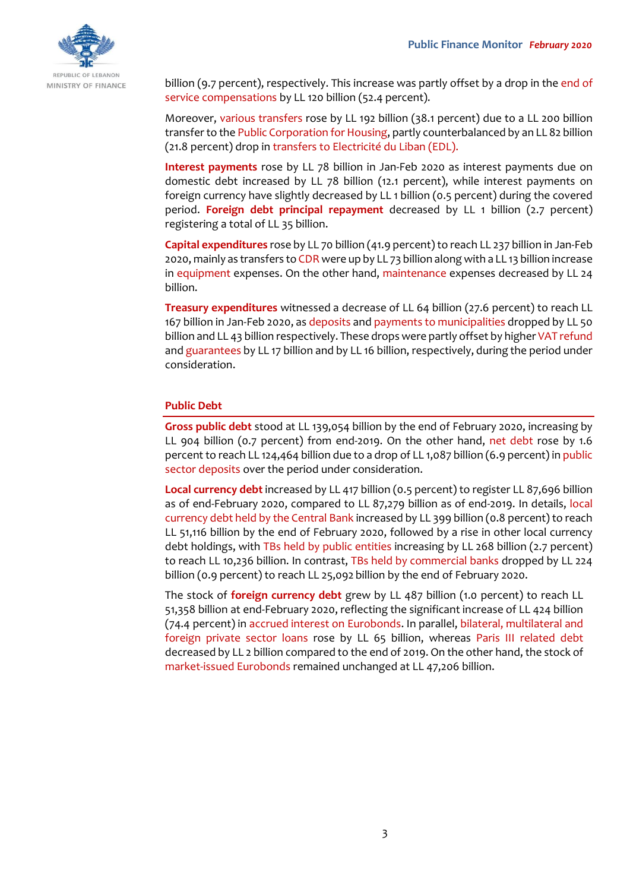billion (9.7 percent), respectively. This increase was partly offset by a drop in the end of service compensations by LL 120 billion (52.4 percent).

Moreover, various transfers rose by LL 192 billion (38.1 percent) due to a LL 200 billion transfer to the Public Corporation for Housing, partly counterbalanced by an LL 82 billion (21.8 percent) drop in transfers to Electricité du Liban (EDL).

**Interest payments** rose by LL 78 billion in Jan-Feb 2020 as interest payments due on domestic debt increased by LL 78 billion (12.1 percent), while interest payments on foreign currency have slightly decreased by LL 1 billion (0.5 percent) during the covered period. **Foreign debt principal repayment** decreased by LL 1 billion (2.7 percent) registering a total of LL 35 billion.

**Capital expenditures** rose by LL 70 billion (41.9 percent) to reach LL 237 billion in Jan-Feb 2020, mainly as transfers to CDR were up by LL 73 billion along with a LL 13 billion increase in equipment expenses. On the other hand, maintenance expenses decreased by LL 24 billion.

**Treasury expenditures** witnessed a decrease of LL 64 billion (27.6 percent) to reach LL 167 billion in Jan-Feb 2020, as deposits and payments to municipalities dropped by LL 50 billion and LL 43 billion respectively. These drops were partly offset by higher VAT refund and guarantees by LL 17 billion and by LL 16 billion, respectively, during the period under consideration.

## Public Debt

**Gross public debt** stood at LL 139,054 billion by the end of February 2020, increasing by LL 904 billion (0.7 percent) from end-2019. On the other hand, net debt rose by 1.6 percent to reach LL 124,464 billion due to a drop of LL 1,087 billion (6.9 percent) in public sector deposits over the period under consideration.

**Local currency debt** increased by LL 417 billion (0.5 percent) to register LL 87,696 billion as of end-February 2020, compared to LL 87,279 billion as of end-2019. In details, local currency debt held by the Central Bank increased by LL 399 billion (0.8 percent) to reach LL 51,116 billion by the end of February 2020, followed by a rise in other local currency debt holdings, with TBs held by public entities increasing by LL 268 billion (2.7 percent) to reach LL 10,236 billion. In contrast, TBs held by commercial banks dropped by LL 224 billion (0.9 percent) to reach LL 25,092 billion by the end of February 2020.

The stock of **foreign currency debt** grew by LL 487 billion (1.0 percent) to reach LL 51,358 billion at end-February 2020, reflecting the significant increase of LL 424 billion (74.4 percent) in accrued interest on Eurobonds. In parallel, bilateral, multilateral and foreign private sector loans rose by LL 65 billion, whereas Paris III related debt decreased by LL 2 billion compared to the end of 2019. On the other hand, the stock of market-issued Eurobonds remained unchanged at LL 47,206 billion.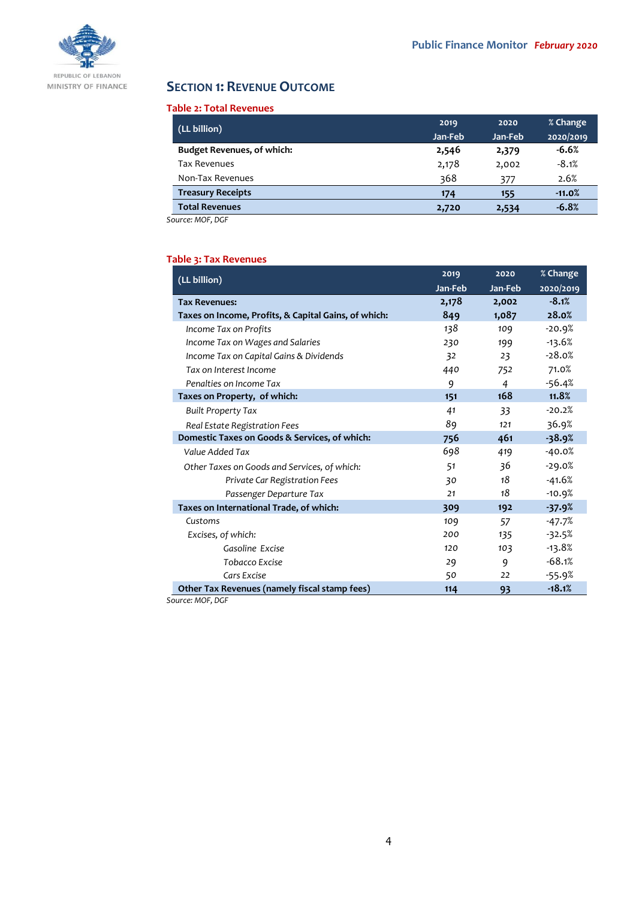## Section 1: Revenue Outcome

**Table 2: Total Revenues**

| (LL billion) | 2019 Jan-Feb | 2020 Jan-Feb | % Change 2020/2019 |
|---|---|---|---|
| **Budget Revenues, of which:** | **2,546** | **2,379** | **-6.6%** |
| Tax Revenues | 2,178 | 2,002 | -8.1% |
| Non-Tax Revenues | 368 | 377 | 2.6% |
| **Treasury Receipts** | **174** | **155** | **-11.0%** |
| **Total Revenues** | **2,720** | **2,534** | **-6.8%** |

*Source: MOF, DGF*

**Table 3: Tax Revenues**

| (LL billion) | 2019 Jan-Feb | 2020 Jan-Feb | % Change 2020/2019 |
|---|---|---|---|
| **Tax Revenues:** | **2,178** | **2,002** | **-8.1%** |
| **Taxes on Income, Profits, & Capital Gains, of which:** | **849** | **1,087** | **28.0%** |
| *Income Tax on Profits* | 138 | 109 | -20.9% |
| *Income Tax on Wages and Salaries* | 230 | 199 | -13.6% |
| *Income Tax on Capital Gains & Dividends* | 32 | 23 | -28.0% |
| *Tax on Interest Income* | 440 | 752 | 71.0% |
| *Penalties on Income Tax* | 9 | 4 | -56.4% |
| **Taxes on Property, of which:** | **151** | **168** | **11.8%** |
| *Built Property Tax* | 41 | 33 | -20.2% |
| *Real Estate Registration Fees* | 89 | 121 | 36.9% |
| **Domestic Taxes on Goods & Services, of which:** | **756** | **461** | **-38.9%** |
| *Value Added Tax* | 698 | 419 | -40.0% |
| *Other Taxes on Goods and Services, of which:* | 51 | 36 | -29.0% |
| *Private Car Registration Fees* | 30 | 18 | -41.6% |
| *Passenger Departure Tax* | 21 | 18 | -10.9% |
| **Taxes on International Trade, of which:** | **309** | **192** | **-37.9%** |
| *Customs* | 109 | 57 | -47.7% |
| *Excises, of which:* | 200 | 135 | -32.5% |
| *Gasoline Excise* | 120 | 103 | -13.8% |
| *Tobacco Excise* | 29 | 9 | -68.1% |
| *Cars Excise* | 50 | 22 | -55.9% |
| **Other Tax Revenues (namely fiscal stamp fees)** | **114** | **93** | **-18.1%** |

*Source: MOF, DGF*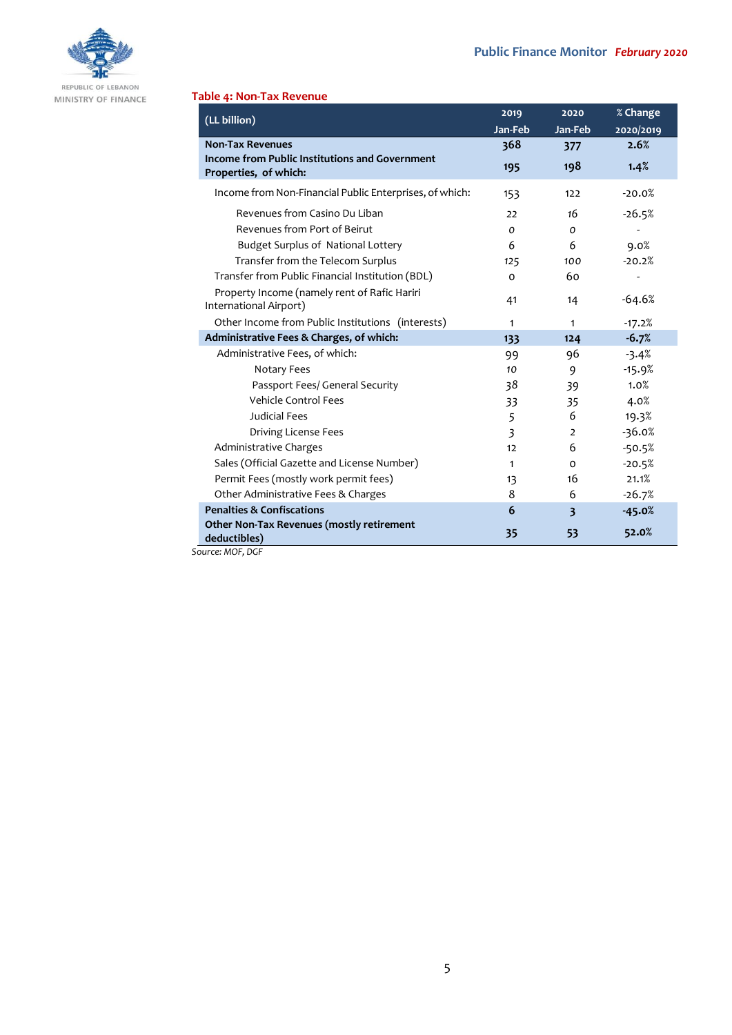**Table 4: Non-Tax Revenue**

| (LL billion) | 2019 Jan-Feb | 2020 Jan-Feb | % Change 2020/2019 |
|---|---|---|---|
| **Non-Tax Revenues** | **368** | **377** | **2.6%** |
| **Income from Public Institutions and Government Properties, of which:** | **195** | **198** | **1.4%** |
| Income from Non-Financial Public Enterprises, of which: | 153 | 122 | -20.0% |
| Revenues from Casino Du Liban | 22 | 16 | -26.5% |
| Revenues from Port of Beirut | 0 | 0 | - |
| Budget Surplus of National Lottery | 6 | 6 | 9.0% |
| Transfer from the Telecom Surplus | 125 | 100 | -20.2% |
| Transfer from Public Financial Institution (BDL) | 0 | 60 | - |
| Property Income (namely rent of Rafic Hariri International Airport) | 41 | 14 | -64.6% |
| Other Income from Public Institutions (interests) | 1 | 1 | -17.2% |
| **Administrative Fees & Charges, of which:** | **133** | **124** | **-6.7%** |
| Administrative Fees, of which: | 99 | 96 | -3.4% |
| Notary Fees | 10 | 9 | -15.9% |
| Passport Fees/ General Security | 38 | 39 | 1.0% |
| Vehicle Control Fees | 33 | 35 | 4.0% |
| Judicial Fees | 5 | 6 | 19.3% |
| Driving License Fees | 3 | 2 | -36.0% |
| Administrative Charges | 12 | 6 | -50.5% |
| Sales (Official Gazette and License Number) | 1 | 0 | -20.5% |
| Permit Fees (mostly work permit fees) | 13 | 16 | 21.1% |
| Other Administrative Fees & Charges | 8 | 6 | -26.7% |
| **Penalties & Confiscations** | **6** | **3** | **-45.0%** |
| **Other Non-Tax Revenues (mostly retirement deductibles)** | **35** | **53** | **52.0%** |

*Source: MOF, DGF*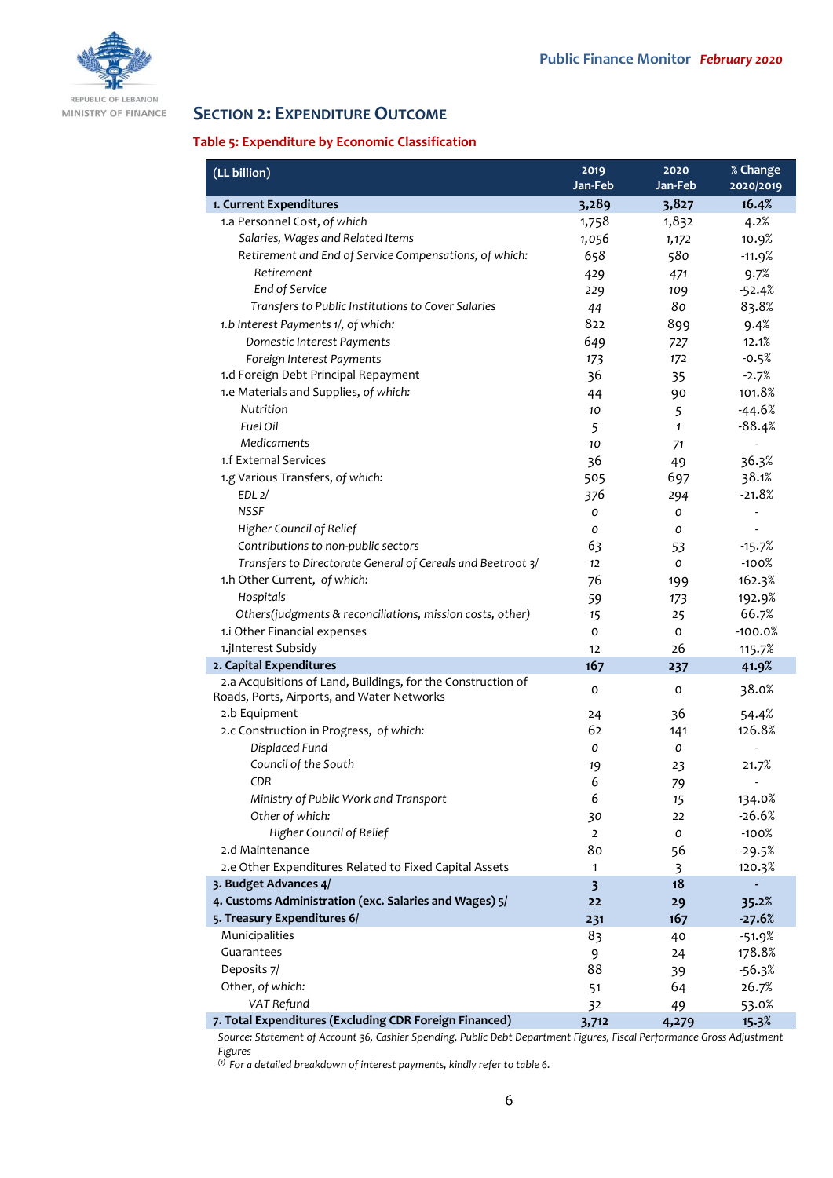## SECTION 2: EXPENDITURE OUTCOME

### Table 5: Expenditure by Economic Classification

| (LL billion) | 2019 Jan-Feb | 2020 Jan-Feb | % Change 2020/2019 |
|---|---|---|---|
| **1. Current Expenditures** | **3,289** | **3,827** | **16.4%** |
| 1.a Personnel Cost, *of which* | 1,758 | 1,832 | 4.2% |
| *Salaries, Wages and Related Items* | 1,056 | 1,172 | 10.9% |
| *Retirement and End of Service Compensations, of which:* | 658 | 580 | -11.9% |
| *Retirement* | 429 | 471 | 9.7% |
| *End of Service* | 229 | 109 | -52.4% |
| *Transfers to Public Institutions to Cover Salaries* | 44 | 80 | 83.8% |
| 1.b *Interest Payments 1/, of which:* | 822 | 899 | 9.4% |
| *Domestic Interest Payments* | 649 | 727 | 12.1% |
| *Foreign Interest Payments* | 173 | 172 | -0.5% |
| 1.d Foreign Debt Principal Repayment | 36 | 35 | -2.7% |
| 1.e Materials and Supplies, *of which:* | 44 | 90 | 101.8% |
| *Nutrition* | 10 | 5 | -44.6% |
| *Fuel Oil* | 5 | 1 | -88.4% |
| *Medicaments* | 10 | 71 | - |
| 1.f External Services | 36 | 49 | 36.3% |
| 1.g Various Transfers, *of which:* | 505 | 697 | 38.1% |
| *EDL 2/* | 376 | 294 | -21.8% |
| *NSSF* | 0 | 0 | - |
| *Higher Council of Relief* | 0 | 0 | - |
| *Contributions to non-public sectors* | 63 | 53 | -15.7% |
| *Transfers to Directorate General of Cereals and Beetroot 3/* | 12 | 0 | -100% |
| 1.h Other Current, *of which:* | 76 | 199 | 162.3% |
| *Hospitals* | 59 | 173 | 192.9% |
| *Others(judgments & reconciliations, mission costs, other)* | 15 | 25 | 66.7% |
| 1.i Other Financial expenses | 0 | 0 | -100.0% |
| 1.jInterest Subsidy | 12 | 26 | 115.7% |
| **2. Capital Expenditures** | **167** | **237** | **41.9%** |
| 2.a Acquisitions of Land, Buildings, for the Construction of Roads, Ports, Airports, and Water Networks | 0 | 0 | 38.0% |
| 2.b Equipment | 24 | 36 | 54.4% |
| 2.c Construction in Progress, *of which:* | 62 | 141 | 126.8% |
| *Displaced Fund* | 0 | 0 | - |
| *Council of the South* | 19 | 23 | 21.7% |
| *CDR* | 6 | 79 | - |
| *Ministry of Public Work and Transport* | 6 | 15 | 134.0% |
| *Other of which:* | 30 | 22 | -26.6% |
| *Higher Council of Relief* | 2 | 0 | -100% |
| 2.d Maintenance | 80 | 56 | -29.5% |
| 2.e Other Expenditures Related to Fixed Capital Assets | 1 | 3 | 120.3% |
| **3. Budget Advances 4/** | **3** | **18** | **-** |
| **4. Customs Administration (exc. Salaries and Wages) 5/** | **22** | **29** | **35.2%** |
| **5. Treasury Expenditures 6/** | **231** | **167** | **-27.6%** |
| Municipalities | 83 | 40 | -51.9% |
| Guarantees | 9 | 24 | 178.8% |
| Deposits 7/ | 88 | 39 | -56.3% |
| Other, *of which:* | 51 | 64 | 26.7% |
| *VAT Refund* | 32 | 49 | 53.0% |
| **7. Total Expenditures (Excluding CDR Foreign Financed)** | **3,712** | **4,279** | **15.3%** |

*Source: Statement of Account 36, Cashier Spending, Public Debt Department Figures, Fiscal Performance Gross Adjustment Figures*

*(1) For a detailed breakdown of interest payments, kindly refer to table 6.*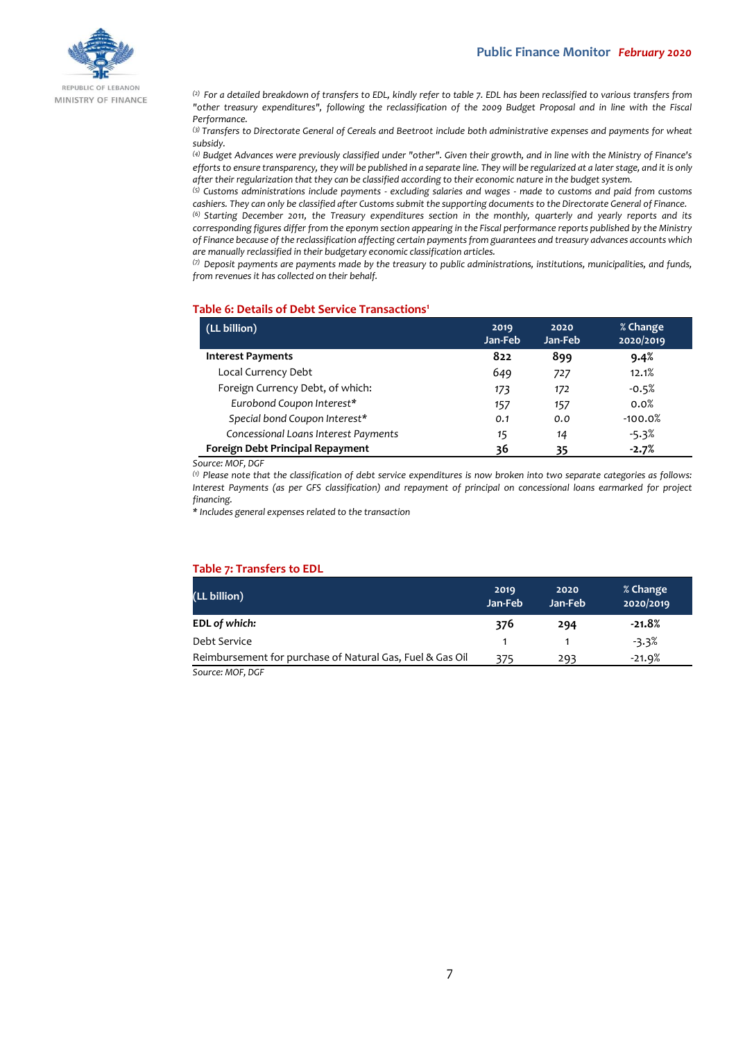[2] For a detailed breakdown of transfers to EDL, kindly refer to table 7. EDL has been reclassified to various transfers from "other treasury expenditures", following the reclassification of the 2009 Budget Proposal and in line with the Fiscal Performance.

[3] Transfers to Directorate General of Cereals and Beetroot include both administrative expenses and payments for wheat subsidy.

[4] Budget Advances were previously classified under "other". Given their growth, and in line with the Ministry of Finance's efforts to ensure transparency, they will be published in a separate line. They will be regularized at a later stage, and it is only after their regularization that they can be classified according to their economic nature in the budget system.

[5] Customs administrations include payments - excluding salaries and wages - made to customs and paid from customs cashiers. They can only be classified after Customs submit the supporting documents to the Directorate General of Finance.

[6] Starting December 2011, the Treasury expenditures section in the monthly, quarterly and yearly reports and its corresponding figures differ from the eponym section appearing in the Fiscal performance reports published by the Ministry of Finance because of the reclassification affecting certain payments from guarantees and treasury advances accounts which are manually reclassified in their budgetary economic classification articles.

[7] Deposit payments are payments made by the treasury to public administrations, institutions, municipalities, and funds, from revenues it has collected on their behalf.

### Table 6: Details of Debt Service Transactions[1]

| (LL billion) | 2019 Jan-Feb | 2020 Jan-Feb | % Change 2020/2019 |
|---|---|---|---|
| **Interest Payments** | **822** | **899** | **9.4%** |
| Local Currency Debt | 649 | 727 | 12.1% |
| Foreign Currency Debt, of which: | 173 | 172 | -0.5% |
| *Eurobond Coupon Interest** | 157 | 157 | 0.0% |
| *Special bond Coupon Interest** | 0.1 | 0.0 | -100.0% |
| Concessional Loans Interest Payments | 15 | 14 | -5.3% |
| **Foreign Debt Principal Repayment** | **36** | **35** | **-2.7%** |

*Source: MOF, DGF*

*[1] Please note that the classification of debt service expenditures is now broken into two separate categories as follows: Interest Payments (as per GFS classification) and repayment of principal on concessional loans earmarked for project financing.*

*\* Includes general expenses related to the transaction*

### Table 7: Transfers to EDL

| (LL billion) | 2019 Jan-Feb | 2020 Jan-Feb | % Change 2020/2019 |
|---|---|---|---|
| **EDL *of which:*** | **376** | **294** | **-21.8%** |
| Debt Service | 1 | 1 | -3.3% |
| Reimbursement for purchase of Natural Gas, Fuel & Gas Oil | 375 | 293 | -21.9% |

*Source: MOF, DGF*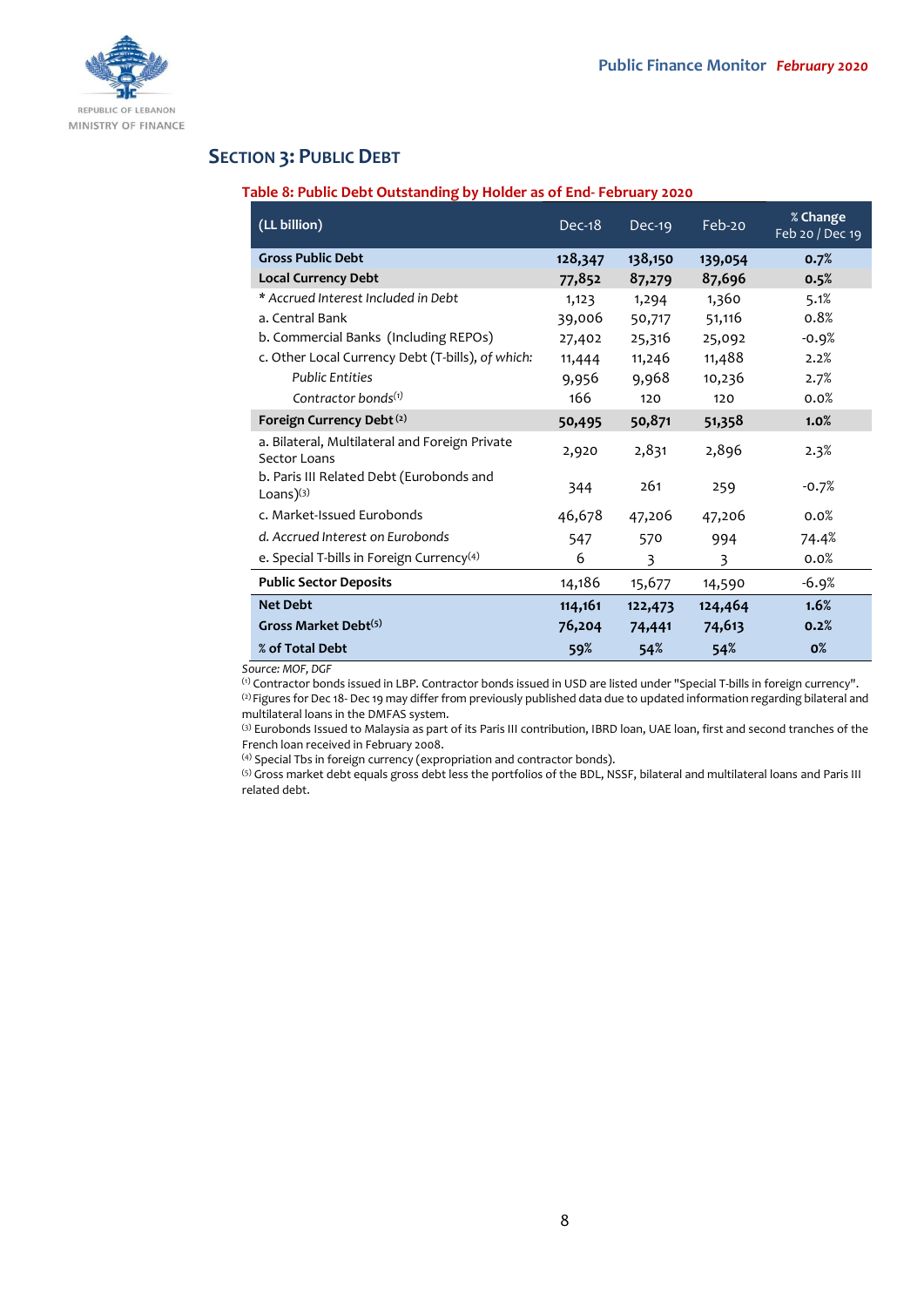## SECTION 3: PUBLIC DEBT

**Table 8: Public Debt Outstanding by Holder as of End- February 2020**

| (LL billion) | Dec-18 | Dec-19 | Feb-20 | % Change Feb 20 / Dec 19 |
|---|---|---|---|---|
| **Gross Public Debt** | **128,347** | **138,150** | **139,054** | **0.7%** |
| **Local Currency Debt** | **77,852** | **87,279** | **87,696** | **0.5%** |
| * *Accrued Interest Included in Debt* | 1,123 | 1,294 | 1,360 | 5.1% |
| a. Central Bank | 39,006 | 50,717 | 51,116 | 0.8% |
| b. Commercial Banks (Including REPOs) | 27,402 | 25,316 | 25,092 | -0.9% |
| c. Other Local Currency Debt (T-bills), *of which:* | 11,444 | 11,246 | 11,488 | 2.2% |
| *Public Entities* | 9,956 | 9,968 | 10,236 | 2.7% |
| *Contractor bonds*[1] | 166 | 120 | 120 | 0.0% |
| **Foreign Currency Debt**[2] | **50,495** | **50,871** | **51,358** | **1.0%** |
| a. Bilateral, Multilateral and Foreign Private Sector Loans | 2,920 | 2,831 | 2,896 | 2.3% |
| b. Paris III Related Debt (Eurobonds and Loans)[3] | 344 | 261 | 259 | -0.7% |
| c. Market-Issued Eurobonds | 46,678 | 47,206 | 47,206 | 0.0% |
| *d. Accrued Interest on Eurobonds* | 547 | 570 | 994 | 74.4% |
| e. Special T-bills in Foreign Currency[4] | 6 | 3 | 3 | 0.0% |
| **Public Sector Deposits** | 14,186 | 15,677 | 14,590 | -6.9% |
| **Net Debt** | **114,161** | **122,473** | **124,464** | **1.6%** |
| **Gross Market Debt**[5] | **76,204** | **74,441** | **74,613** | **0.2%** |
| **% of Total Debt** | **59%** | **54%** | **54%** | **0%** |

*Source: MOF, DGF*

[1] Contractor bonds issued in LBP. Contractor bonds issued in USD are listed under "Special T-bills in foreign currency".
[2] Figures for Dec 18- Dec 19 may differ from previously published data due to updated information regarding bilateral and multilateral loans in the DMFAS system.
[3] Eurobonds Issued to Malaysia as part of its Paris III contribution, IBRD loan, UAE loan, first and second tranches of the French loan received in February 2008.
[4] Special Tbs in foreign currency (expropriation and contractor bonds).
[5] Gross market debt equals gross debt less the portfolios of the BDL, NSSF, bilateral and multilateral loans and Paris III related debt.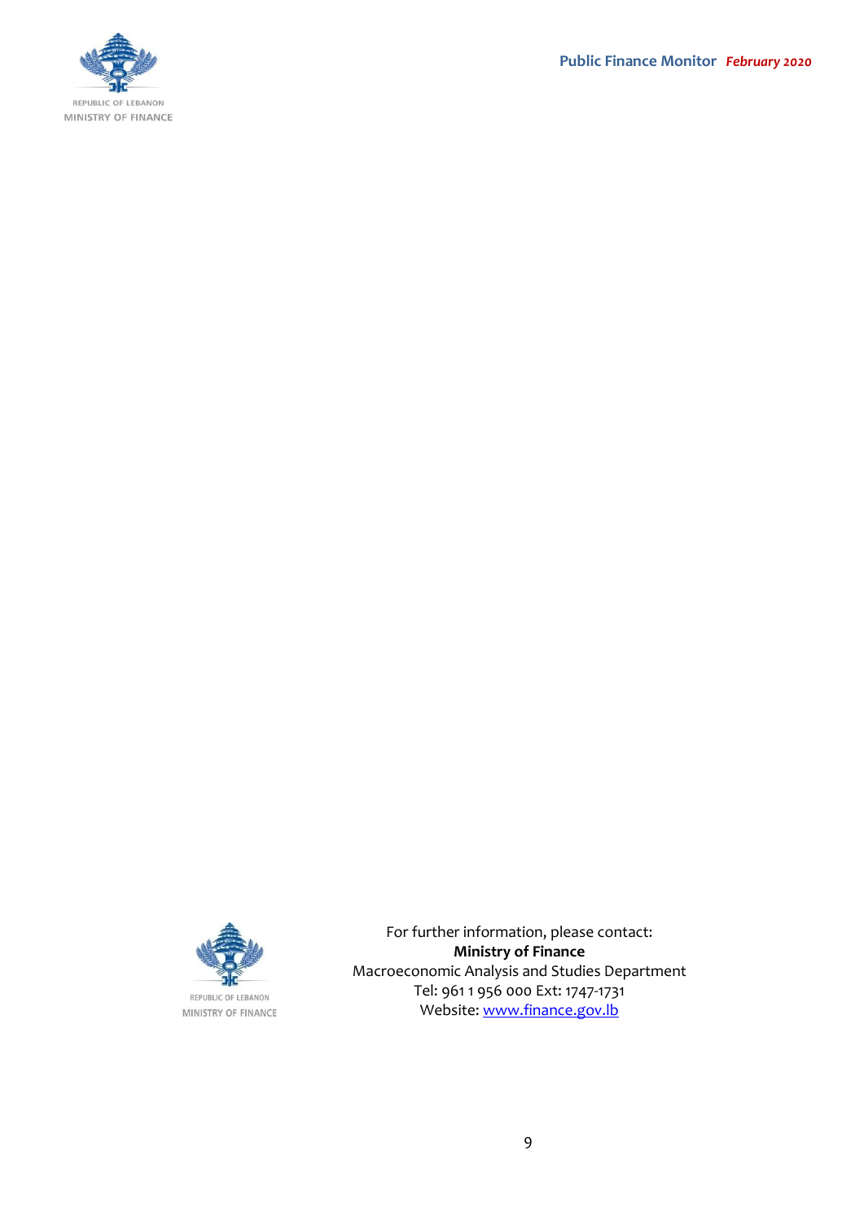REPUBLIC OF LEBANON
MINISTRY OF FINANCE

For further information, please contact:
**Ministry of Finance**
Macroeconomic Analysis and Studies Department
Tel: 961 1 956 000 Ext: 1747-1731
Website: [www.finance.gov.lb](http://www.finance.gov.lb)